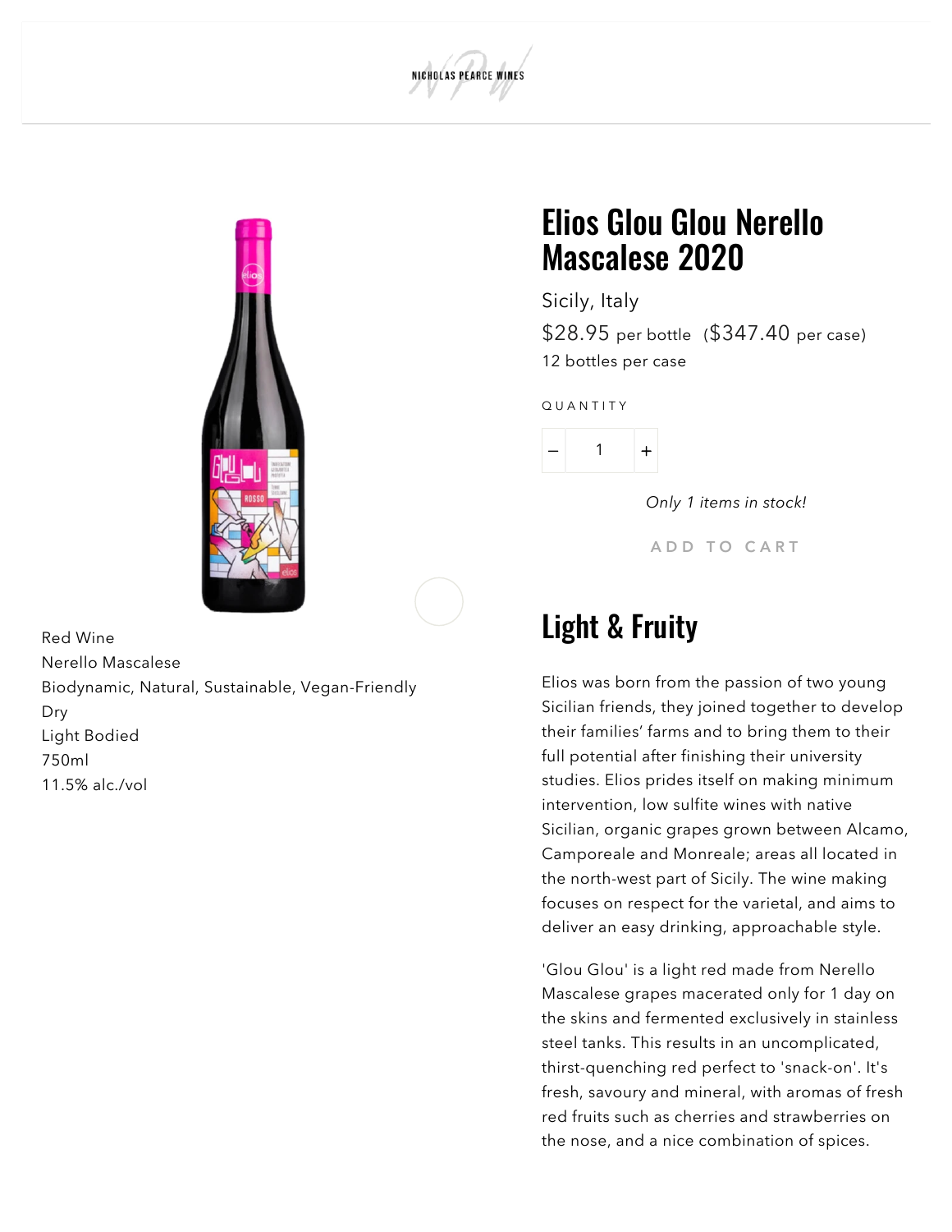NICHOLAS PEARCE WINES

# Elios Glou Glou Nerello Mascalese 2020

Sicily, Italy

$28.95 per bottle ($347.40 per case)

12 bottles per case

QUANTITY

1

*Only 1 items in stock!*

ADD TO CART

Red Wine
Nerello Mascalese
Biodynamic, Natural, Sustainable, Vegan-Friendly
Dry
Light Bodied
750ml
11.5% alc./vol

## Light & Fruity

Elios was born from the passion of two young Sicilian friends, they joined together to develop their families' farms and to bring them to their full potential after finishing their university studies. Elios prides itself on making minimum intervention, low sulfite wines with native Sicilian, organic grapes grown between Alcamo, Camporeale and Monreale; areas all located in the north-west part of Sicily. The wine making focuses on respect for the varietal, and aims to deliver an easy drinking, approachable style.

'Glou Glou' is a light red made from Nerello Mascalese grapes macerated only for 1 day on the skins and fermented exclusively in stainless steel tanks. This results in an uncomplicated, thirst-quenching red perfect to 'snack-on'. It's fresh, savoury and mineral, with aromas of fresh red fruits such as cherries and strawberries on the nose, and a nice combination of spices.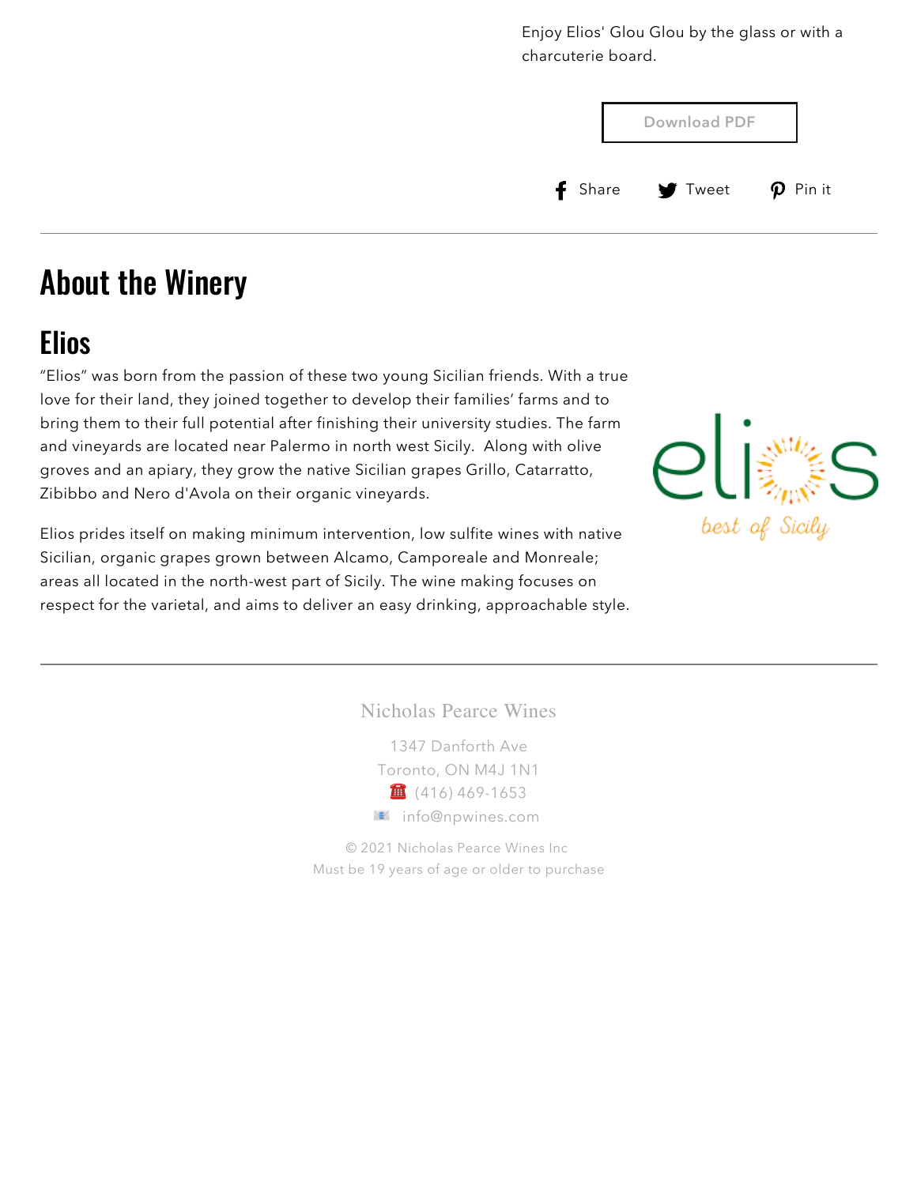Enjoy Elios' Glou Glou by the glass or with a charcuterie board.

Download PDF

Share Tweet Pin it

## About the Winery

## Elios

“Elios” was born from the passion of these two young Sicilian friends. With a true love for their land, they joined together to develop their families’ farms and to bring them to their full potential after finishing their university studies. The farm and vineyards are located near Palermo in north west Sicily. Along with olive groves and an apiary, they grow the native Sicilian grapes Grillo, Catarratto, Zibibbo and Nero d'Avola on their organic vineyards.

Elios prides itself on making minimum intervention, low sulfite wines with native Sicilian, organic grapes grown between Alcamo, Camporeale and Monreale; areas all located in the north-west part of Sicily. The wine making focuses on respect for the varietal, and aims to deliver an easy drinking, approachable style.

Nicholas Pearce Wines

1347 Danforth Ave
Toronto, ON M4J 1N1
☎ (416) 469-1653
info@npwines.com

© 2021 Nicholas Pearce Wines Inc
Must be 19 years of age or older to purchase